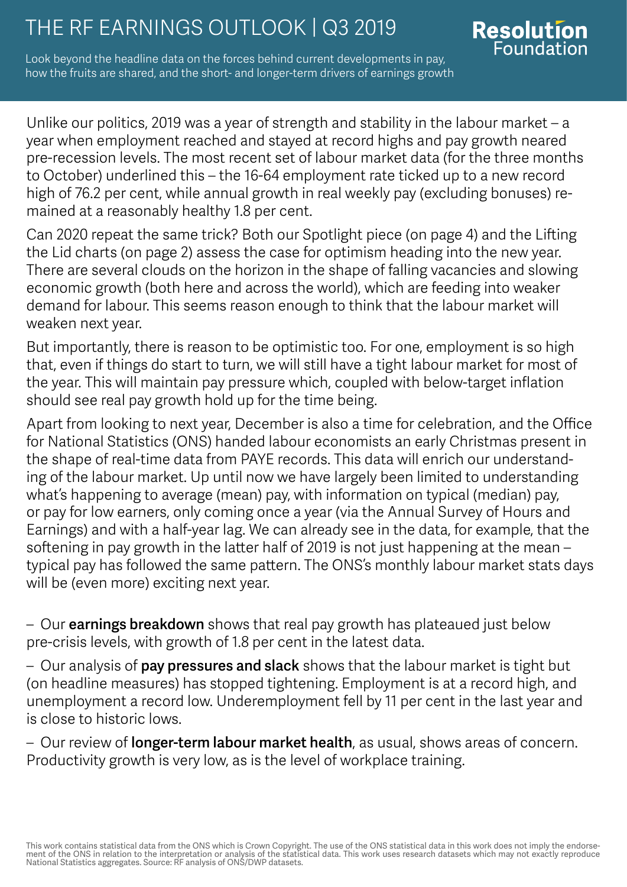# THE RF EARNINGS OUTLOOK | Q3 2019

Look beyond the headline data on the forces behind current developments in pay, how the fruits are shared, and the short- and longer-term drivers of earnings growth

Resolution Foundation

Unlike our politics, 2019 was a year of strength and stability in the labour market – a year when employment reached and stayed at record highs and pay growth neared pre-recession levels. The most recent set of labour market data (for the three months to October) underlined this – the 16-64 employment rate ticked up to a new record high of 76.2 per cent, while annual growth in real weekly pay (excluding bonuses) remained at a reasonably healthy 1.8 per cent.

Can 2020 repeat the same trick? Both our Spotlight piece (on page 4) and the Lifting the Lid charts (on page 2) assess the case for optimism heading into the new year. There are several clouds on the horizon in the shape of falling vacancies and slowing economic growth (both here and across the world), which are feeding into weaker demand for labour. This seems reason enough to think that the labour market will weaken next year.

But importantly, there is reason to be optimistic too. For one, employment is so high that, even if things do start to turn, we will still have a tight labour market for most of the year. This will maintain pay pressure which, coupled with below-target inflation should see real pay growth hold up for the time being.

Apart from looking to next year, December is also a time for celebration, and the Office for National Statistics (ONS) handed labour economists an early Christmas present in the shape of real-time data from PAYE records. This data will enrich our understanding of the labour market. Up until now we have largely been limited to understanding what's happening to average (mean) pay, with information on typical (median) pay, or pay for low earners, only coming once a year (via the Annual Survey of Hours and Earnings) and with a half-year lag. We can already see in the data, for example, that the softening in pay growth in the latter half of 2019 is not just happening at the mean – typical pay has followed the same pattern. The ONS's monthly labour market stats days will be (even more) exciting next year.

– Our **earnings breakdown** shows that real pay growth has plateaued just below pre-crisis levels, with growth of 1.8 per cent in the latest data.

– Our analysis of **pay pressures and slack** shows that the labour market is tight but (on headline measures) has stopped tightening. Employment is at a record high, and unemployment a record low. Underemployment fell by 11 per cent in the last year and is close to historic lows.

– Our review of **longer-term labour market health**, as usual, shows areas of concern. Productivity growth is very low, as is the level of workplace training.

This work contains statistical data from the ONS which is Crown Copyright. The use of the ONS statistical data in this work does not imply the endorsement of the ONS in relation to the interpretation or analysis of the statistical data. This work uses research datasets which may not exactly reproduce National Statistics aggregates. Source: RF analysis of ONS/DWP datasets.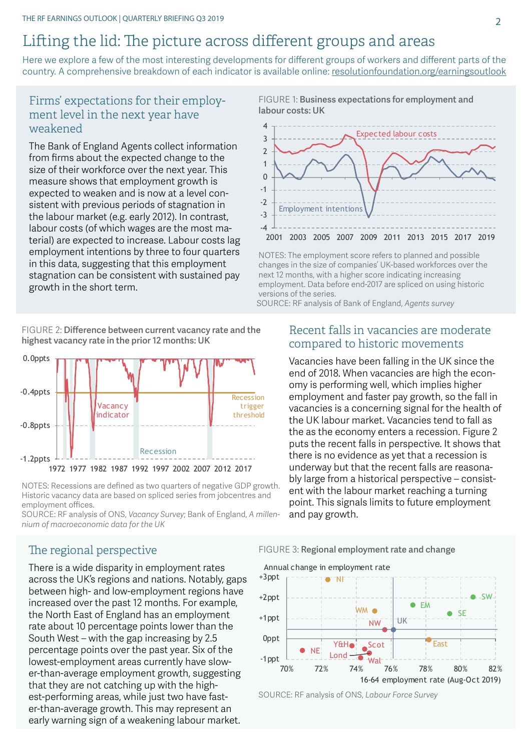# Lifting the lid: The picture across different groups and areas

Here we explore a few of the most interesting developments for different groups of workers and different parts of the country. A comprehensive breakdown of each indicator is available online: resolutionfoundation.org/earningsoutlook

## Firms' expectations for their employment level in the next year have weakened

The Bank of England Agents collect information from firms about the expected change to the size of their workforce over the next year. This measure shows that employment growth is expected to weaken and is now at a level consistent with previous periods of stagnation in the labour market (e.g. early 2012). In contrast, labour costs (of which wages are the most material) are expected to increase. Labour costs lag employment intentions by three to four quarters in this data, suggesting that this employment stagnation can be consistent with sustained pay growth in the short term.

FIGURE 1: **Business expectations for employment and labour costs: UK**

NOTES: The employment score refers to planned and possible changes in the size of companies' UK-based workforces over the next 12 months, with a higher score indicating increasing employment. Data before end-2017 are spliced on using historic versions of the series.
SOURCE: RF analysis of Bank of England, *Agents survey*

FIGURE 2: **Difference between current vacancy rate and the highest vacancy rate in the prior 12 months: UK**

NOTES: Recessions are defined as two quarters of negative GDP growth. Historic vacancy data are based on spliced series from jobcentres and employment offices.
SOURCE: RF analysis of ONS, *Vacancy Survey*; Bank of England, *A millennium of macroeconomic data for the UK*

## Recent falls in vacancies are moderate compared to historic movements

Vacancies have been falling in the UK since the end of 2018. When vacancies are high the economy is performing well, which implies higher employment and faster pay growth, so the fall in vacancies is a concerning signal for the health of the UK labour market. Vacancies tend to fall as the as the economy enters a recession. Figure 2 puts the recent falls in perspective. It shows that there is no evidence as yet that a recession is underway but that the recent falls are reasonably large from a historical perspective – consistent with the labour market reaching a turning point. This signals limits to future employment and pay growth.

## The regional perspective

There is a wide disparity in employment rates across the UK's regions and nations. Notably, gaps between high- and low-employment regions have increased over the past 12 months. For example, the North East of England has an employment rate about 10 percentage points lower than the South West – with the gap increasing by 2.5 percentage points over the past year. Six of the lowest-employment areas currently have slower-than-average employment growth, suggesting that they are not catching up with the highest-performing areas, while just two have faster-than-average growth. This may represent an early warning sign of a weakening labour market.

FIGURE 3: **Regional employment rate and change**

SOURCE: RF analysis of ONS, *Labour Force Survey*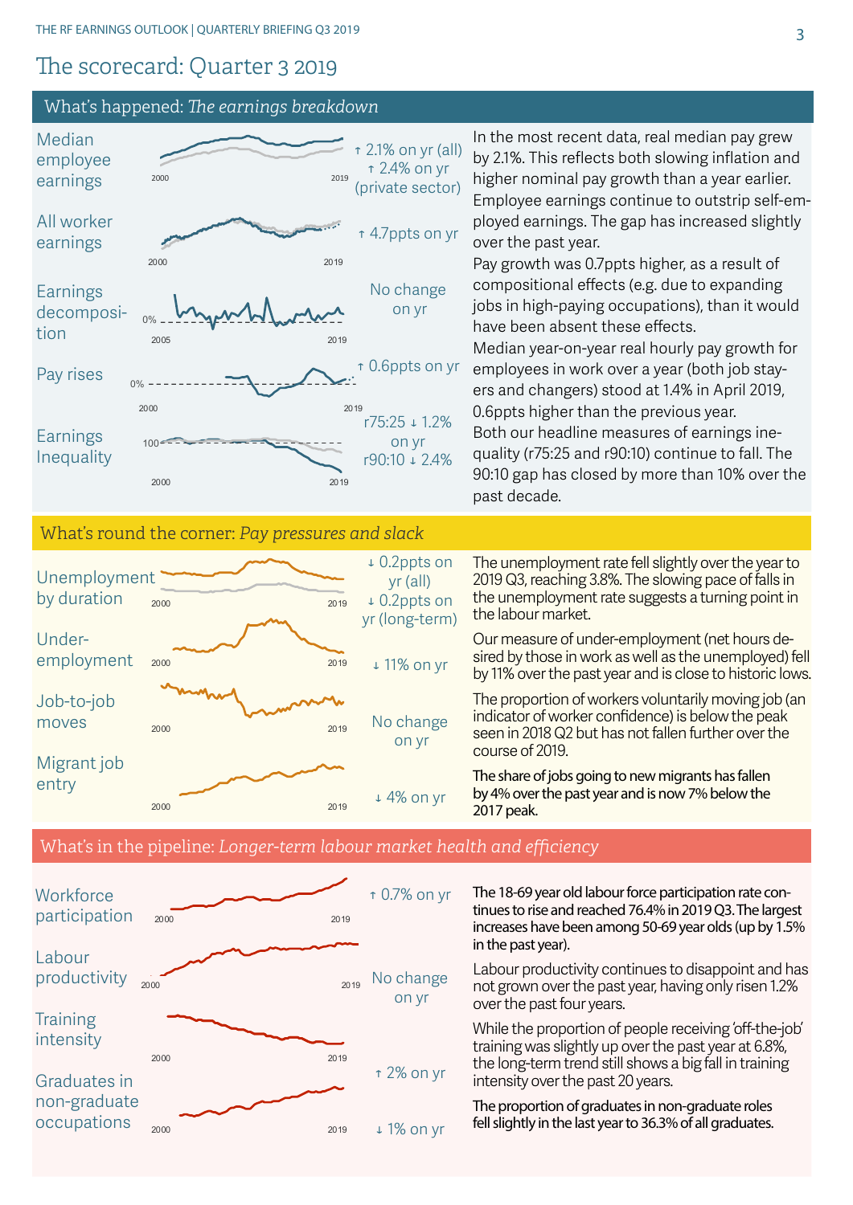# The scorecard: Quarter 3 2019

## What's happened: *The earnings breakdown*

| Indicator | Change | Commentary |
|---|---|---|
| Median employee earnings | ↑ 2.1% on yr (all) ↑ 2.4% on yr (private sector) | In the most recent data, real median pay grew by 2.1%. This reflects both slowing inflation and higher nominal pay growth than a year earlier. |
| All worker earnings | ↑ 4.7ppts on yr | Employee earnings continue to outstrip self-employed earnings. The gap has increased slightly over the past year. |
| Earnings decomposition | No change on yr | Pay growth was 0.7ppts higher, as a result of compositional effects (e.g. due to expanding jobs in high-paying occupations), than it would have been absent these effects. |
| Pay rises | ↑ 0.6ppts on yr | Median year-on-year real hourly pay growth for employees in work over a year (both job stayers and changers) stood at 1.4% in April 2019, 0.6ppts higher than the previous year. |
| Earnings Inequality | r75:25 ↓ 1.2% on yr r90:10 ↓ 2.4% | Both our headline measures of earnings inequality (r75:25 and r90:10) continue to fall. The 90:10 gap has closed by more than 10% over the past decade. |

## What's round the corner: *Pay pressures and slack*

| Indicator | Change | Commentary |
|---|---|---|
| Unemployment by duration | ↓ 0.2ppts on yr (all) ↓ 0.2ppts on yr (long-term) | The unemployment rate fell slightly over the year to 2019 Q3, reaching 3.8%. The slowing pace of falls in the unemployment rate suggests a turning point in the labour market. |
| Under-employment | ↓ 11% on yr | Our measure of under-employment (net hours desired by those in work as well as the unemployed) fell by 11% over the past year and is close to historic lows. |
| Job-to-job moves | No change on yr | The proportion of workers voluntarily moving job (an indicator of worker confidence) is below the peak seen in 2018 Q2 but has not fallen further over the course of 2019. |
| Migrant job entry | ↓ 4% on yr | The share of jobs going to new migrants has fallen by 4% over the past year and is now 7% below the 2017 peak. |

## What's in the pipeline: *Longer-term labour market health and efficiency*

| Indicator | Change | Commentary |
|---|---|---|
| Workforce participation | ↑ 0.7% on yr | The 18-69 year old labour force participation rate continues to rise and reached 76.4% in 2019 Q3. The largest increases have been among 50-69 year olds (up by 1.5% in the past year). |
| Labour productivity | No change on yr | Labour productivity continues to disappoint and has not grown over the past year, having only risen 1.2% over the past four years. |
| Training intensity | ↑ 2% on yr | While the proportion of people receiving 'off-the-job' training was slightly up over the past year at 6.8%, the long-term trend still shows a big fall in training intensity over the past 20 years. |
| Graduates in non-graduate occupations | ↓ 1% on yr | The proportion of graduates in non-graduate roles fell slightly in the last year to 36.3% of all graduates. |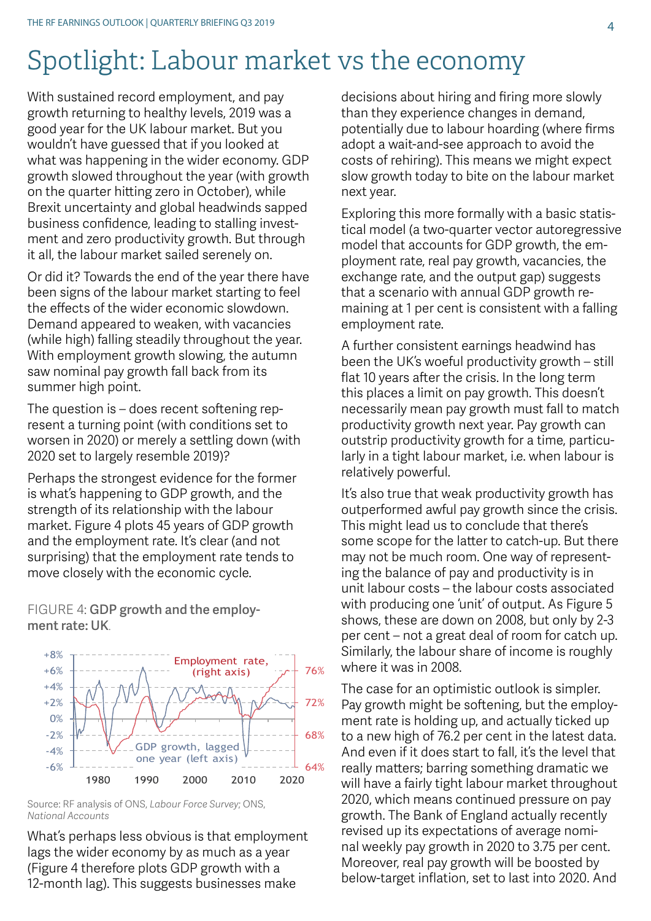# Spotlight: Labour market vs the economy

With sustained record employment, and pay growth returning to healthy levels, 2019 was a good year for the UK labour market. But you wouldn't have guessed that if you looked at what was happening in the wider economy. GDP growth slowed throughout the year (with growth on the quarter hitting zero in October), while Brexit uncertainty and global headwinds sapped business confidence, leading to stalling investment and zero productivity growth. But through it all, the labour market sailed serenely on.

Or did it? Towards the end of the year there have been signs of the labour market starting to feel the effects of the wider economic slowdown. Demand appeared to weaken, with vacancies (while high) falling steadily throughout the year. With employment growth slowing, the autumn saw nominal pay growth fall back from its summer high point.

The question is – does recent softening represent a turning point (with conditions set to worsen in 2020) or merely a settling down (with 2020 set to largely resemble 2019)?

Perhaps the strongest evidence for the former is what's happening to GDP growth, and the strength of its relationship with the labour market. Figure 4 plots 45 years of GDP growth and the employment rate. It's clear (and not surprising) that the employment rate tends to move closely with the economic cycle.

FIGURE 4: **GDP growth and the employment rate: UK**.

Source: RF analysis of ONS, *Labour Force Survey*; ONS, *National Accounts*

What's perhaps less obvious is that employment lags the wider economy by as much as a year (Figure 4 therefore plots GDP growth with a 12-month lag). This suggests businesses make decisions about hiring and firing more slowly than they experience changes in demand, potentially due to labour hoarding (where firms adopt a wait-and-see approach to avoid the costs of rehiring). This means we might expect slow growth today to bite on the labour market next year.

Exploring this more formally with a basic statistical model (a two-quarter vector autoregressive model that accounts for GDP growth, the employment rate, real pay growth, vacancies, the exchange rate, and the output gap) suggests that a scenario with annual GDP growth remaining at 1 per cent is consistent with a falling employment rate.

A further consistent earnings headwind has been the UK's woeful productivity growth – still flat 10 years after the crisis. In the long term this places a limit on pay growth. This doesn't necessarily mean pay growth must fall to match productivity growth next year. Pay growth can outstrip productivity growth for a time, particularly in a tight labour market, i.e. when labour is relatively powerful.

It's also true that weak productivity growth has outperformed awful pay growth since the crisis. This might lead us to conclude that there's some scope for the latter to catch-up. But there may not be much room. One way of representing the balance of pay and productivity is in unit labour costs – the labour costs associated with producing one 'unit' of output. As Figure 5 shows, these are down on 2008, but only by 2-3 per cent – not a great deal of room for catch up. Similarly, the labour share of income is roughly where it was in 2008.

The case for an optimistic outlook is simpler. Pay growth might be softening, but the employment rate is holding up, and actually ticked up to a new high of 76.2 per cent in the latest data. And even if it does start to fall, it's the level that really matters; barring something dramatic we will have a fairly tight labour market throughout 2020, which means continued pressure on pay growth. The Bank of England actually recently revised up its expectations of average nominal weekly pay growth in 2020 to 3.75 per cent. Moreover, real pay growth will be boosted by below-target inflation, set to last into 2020. And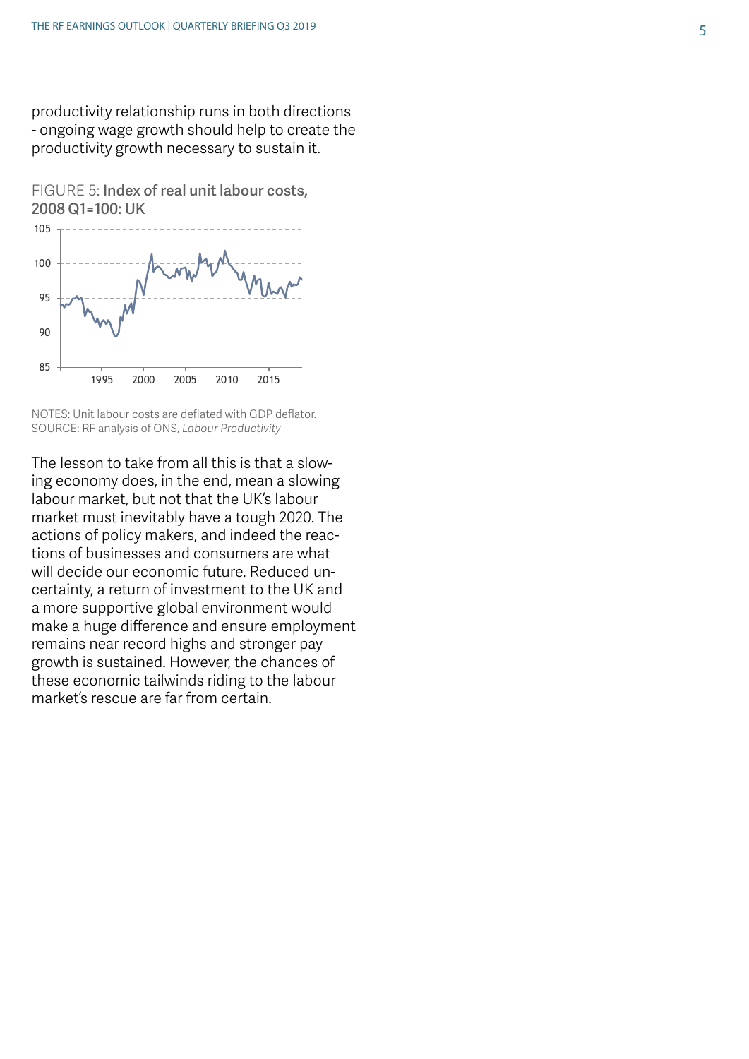productivity relationship runs in both directions - ongoing wage growth should help to create the productivity growth necessary to sustain it.

FIGURE 5: **Index of real unit labour costs, 2008 Q1=100: UK**

105
100
95
90
85
1995
2000
2005
2010
2015

NOTES: Unit labour costs are deflated with GDP deflator.
SOURCE: RF analysis of ONS, *Labour Productivity*

The lesson to take from all this is that a slowing economy does, in the end, mean a slowing labour market, but not that the UK's labour market must inevitably have a tough 2020. The actions of policy makers, and indeed the reactions of businesses and consumers are what will decide our economic future. Reduced uncertainty, a return of investment to the UK and a more supportive global environment would make a huge difference and ensure employment remains near record highs and stronger pay growth is sustained. However, the chances of these economic tailwinds riding to the labour market's rescue are far from certain.